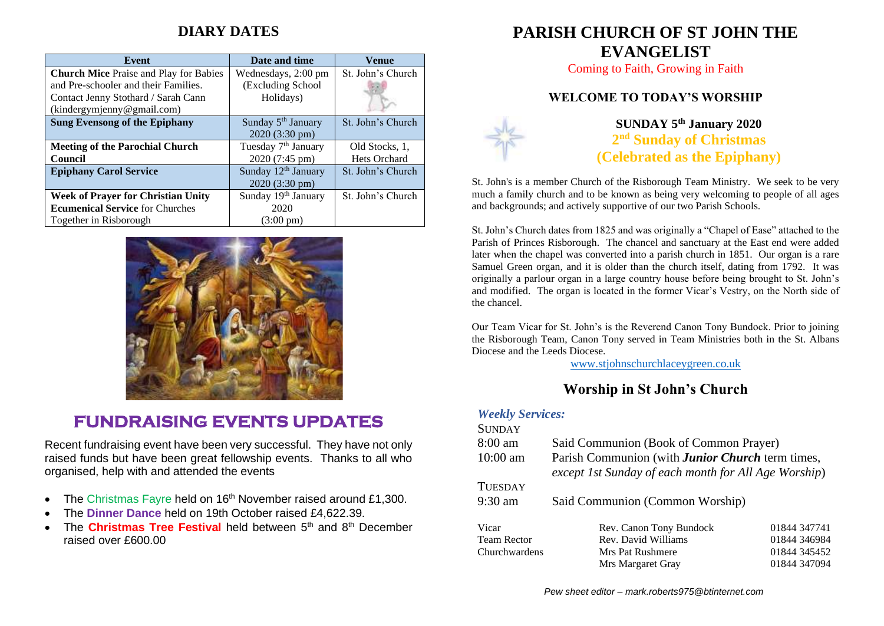## DIARY DATES

| Event | Date and time | Venue |
|---|---|---|
| **Church Mice** Praise and Play for Babies and Pre-schooler and their Families. Contact Jenny Stothard / Sarah Cann (kindergymjenny@gmail.com) | Wednesdays, 2:00 pm (Excluding School Holidays) | St. John's Church |
| **Sung Evensong of the Epiphany** | Sunday 5th January 2020 (3:30 pm) | St. John's Church |
| **Meeting of the Parochial Church Council** | Tuesday 7th January 2020 (7:45 pm) | Old Stocks, 1, Hets Orchard |
| **Epiphany Carol Service** | Sunday 12th January 2020 (3:30 pm) | St. John's Church |
| **Week of Prayer for Christian Unity** **Ecumenical Service** for Churches Together in Risborough | Sunday 19th January 2020 (3:00 pm) | St. John's Church |

## FUNDRAISING EVENTS UPDATES

Recent fundraising event have been very successful. They have not only raised funds but have been great fellowship events. Thanks to all who organised, help with and attended the events

- The Christmas Fayre held on 16th November raised around £1,300.
- The **Dinner Dance** held on 19th October raised £4,622.39.
- The **Christmas Tree Festival** held between 5th and 8th December raised over £600.00

# PARISH CHURCH OF ST JOHN THE EVANGELIST

Coming to Faith, Growing in Faith

### WELCOME TO TODAY'S WORSHIP

**SUNDAY 5th January 2020**
**2nd Sunday of Christmas**
**(Celebrated as the Epiphany)**

St. John's is a member Church of the Risborough Team Ministry. We seek to be very much a family church and to be known as being very welcoming to people of all ages and backgrounds; and actively supportive of our two Parish Schools.

St. John's Church dates from 1825 and was originally a "Chapel of Ease" attached to the Parish of Princes Risborough. The chancel and sanctuary at the East end were added later when the chapel was converted into a parish church in 1851. Our organ is a rare Samuel Green organ, and it is older than the church itself, dating from 1792. It was originally a parlour organ in a large country house before being brought to St. John's and modified. The organ is located in the former Vicar's Vestry, on the North side of the chancel.

Our Team Vicar for St. John's is the Reverend Canon Tony Bundock. Prior to joining the Risborough Team, Canon Tony served in Team Ministries both in the St. Albans Diocese and the Leeds Diocese.

www.stjohnschurchlaceygreen.co.uk

## Worship in St John's Church

***Weekly Services:***

SUNDAY
8:00 am — Said Communion (Book of Common Prayer)
10:00 am — Parish Communion (with ***Junior Church*** term times, *except 1st Sunday of each month for All Age Worship*)

TUESDAY
9:30 am — Said Communion (Common Worship)

| | | |
|---|---|---|
| Vicar | Rev. Canon Tony Bundock | 01844 347741 |
| Team Rector | Rev. David Williams | 01844 346984 |
| Churchwardens | Mrs Pat Rushmere | 01844 345452 |
| | Mrs Margaret Gray | 01844 347094 |

*Pew sheet editor – mark.roberts975@btinternet.com*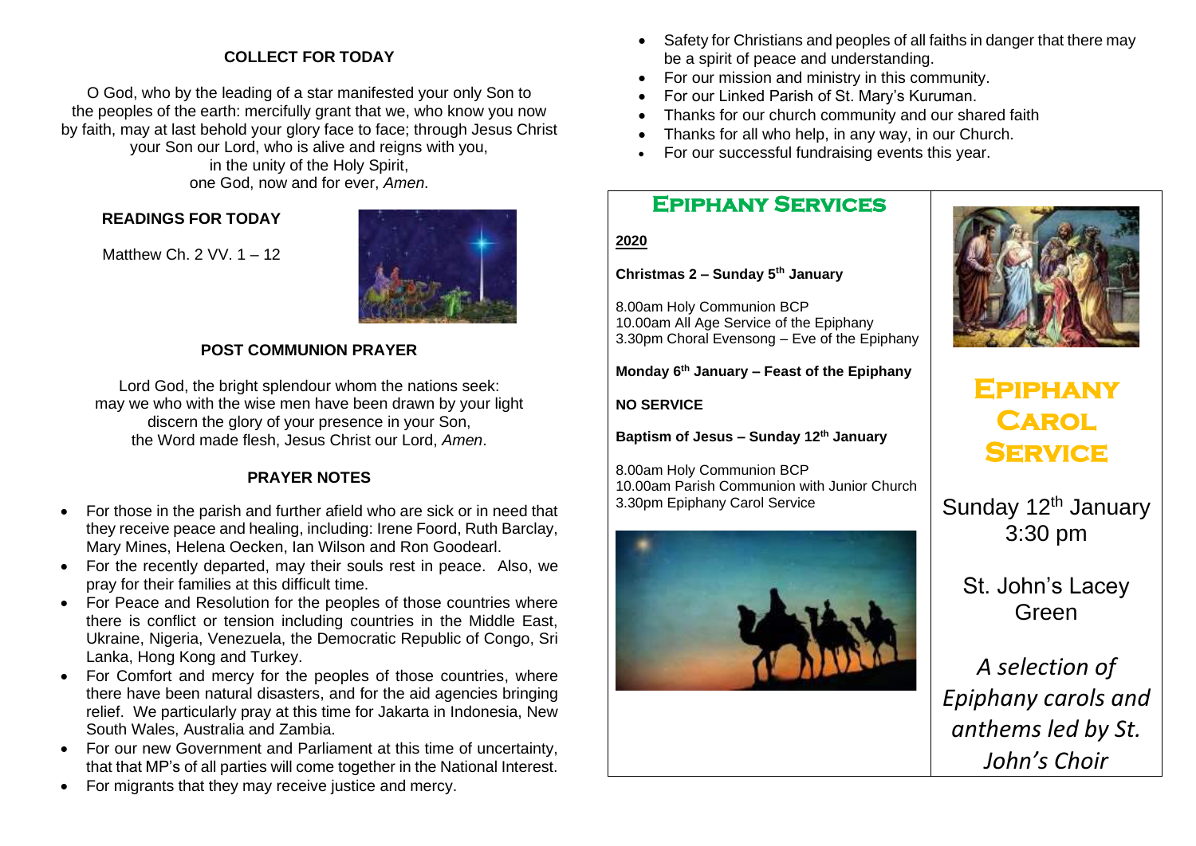## COLLECT FOR TODAY

O God, who by the leading of a star manifested your only Son to the peoples of the earth: mercifully grant that we, who know you now by faith, may at last behold your glory face to face; through Jesus Christ your Son our Lord, who is alive and reigns with you, in the unity of the Holy Spirit, one God, now and for ever, *Amen*.

## READINGS FOR TODAY

Matthew Ch. 2 VV. 1 – 12

## POST COMMUNION PRAYER

Lord God, the bright splendour whom the nations seek: may we who with the wise men have been drawn by your light discern the glory of your presence in your Son, the Word made flesh, Jesus Christ our Lord, *Amen*.

## PRAYER NOTES

- For those in the parish and further afield who are sick or in need that they receive peace and healing, including: Irene Foord, Ruth Barclay, Mary Mines, Helena Oecken, Ian Wilson and Ron Goodearl.
- For the recently departed, may their souls rest in peace. Also, we pray for their families at this difficult time.
- For Peace and Resolution for the peoples of those countries where there is conflict or tension including countries in the Middle East, Ukraine, Nigeria, Venezuela, the Democratic Republic of Congo, Sri Lanka, Hong Kong and Turkey.
- For Comfort and mercy for the peoples of those countries, where there have been natural disasters, and for the aid agencies bringing relief. We particularly pray at this time for Jakarta in Indonesia, New South Wales, Australia and Zambia.
- For our new Government and Parliament at this time of uncertainty, that that MP's of all parties will come together in the National Interest.
- For migrants that they may receive justice and mercy.
- Safety for Christians and peoples of all faiths in danger that there may be a spirit of peace and understanding.
- For our mission and ministry in this community.
- For our Linked Parish of St. Mary's Kuruman.
- Thanks for our church community and our shared faith
- Thanks for all who help, in any way, in our Church.
- For our successful fundraising events this year.

## EPIPHANY SERVICES

**2020**

**Christmas 2 – Sunday 5th January**

8.00am Holy Communion BCP
10.00am All Age Service of the Epiphany
3.30pm Choral Evensong – Eve of the Epiphany

**Monday 6th January – Feast of the Epiphany**

**NO SERVICE**

**Baptism of Jesus – Sunday 12th January**

8.00am Holy Communion BCP
10.00am Parish Communion with Junior Church
3.30pm Epiphany Carol Service

## EPIPHANY CAROL SERVICE

Sunday 12th January
3:30 pm

St. John's Lacey Green

*A selection of Epiphany carols and anthems led by St. John's Choir*